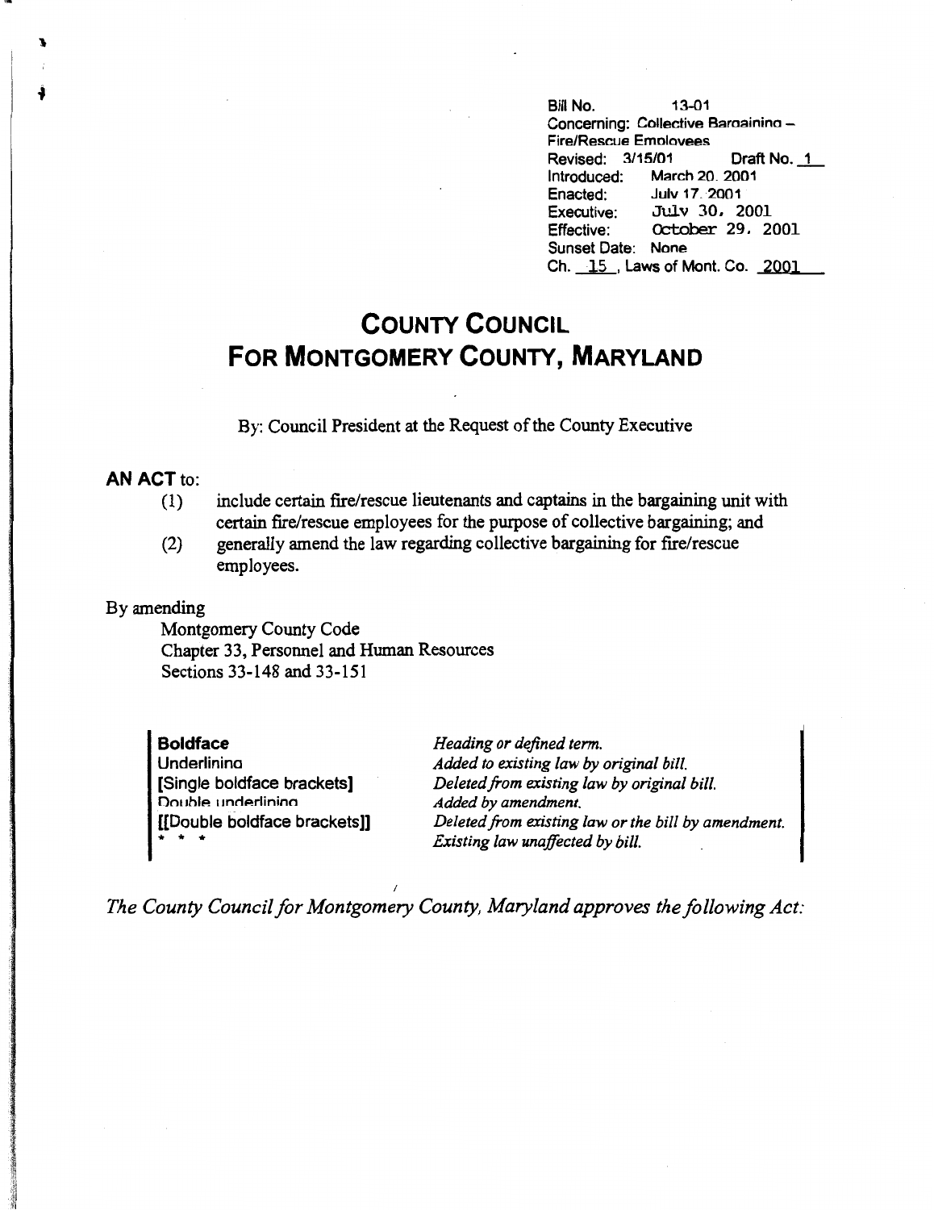Bill No. 13-01
Concerning: Collective Bargaining – Fire/Rescue Employees
Revised: 3/15/01 Draft No. 1
Introduced: March 20, 2001
Enacted: July 17, 2001
Executive: July 30, 2001
Effective: October 29, 2001
Sunset Date: None
Ch. 15, Laws of Mont. Co. 2001

# COUNTY COUNCIL FOR MONTGOMERY COUNTY, MARYLAND

By: Council President at the Request of the County Executive

**AN ACT** to:

(1) include certain fire/rescue lieutenants and captains in the bargaining unit with certain fire/rescue employees for the purpose of collective bargaining; and

(2) generally amend the law regarding collective bargaining for fire/rescue employees.

By amending

Montgomery County Code
Chapter 33, Personnel and Human Resources
Sections 33-148 and 33-151

| | |
|---|---|
| **Boldface** | *Heading or defined term.* |
| Underlining | *Added to existing law by original bill.* |
| **[Single boldface brackets]** | *Deleted from existing law by original bill.* |
| Double underlining | *Added by amendment.* |
| **[[Double boldface brackets]]** | *Deleted from existing law or the bill by amendment.* |
| * * * | *Existing law unaffected by bill.* |

*The County Council for Montgomery County, Maryland approves the following Act:*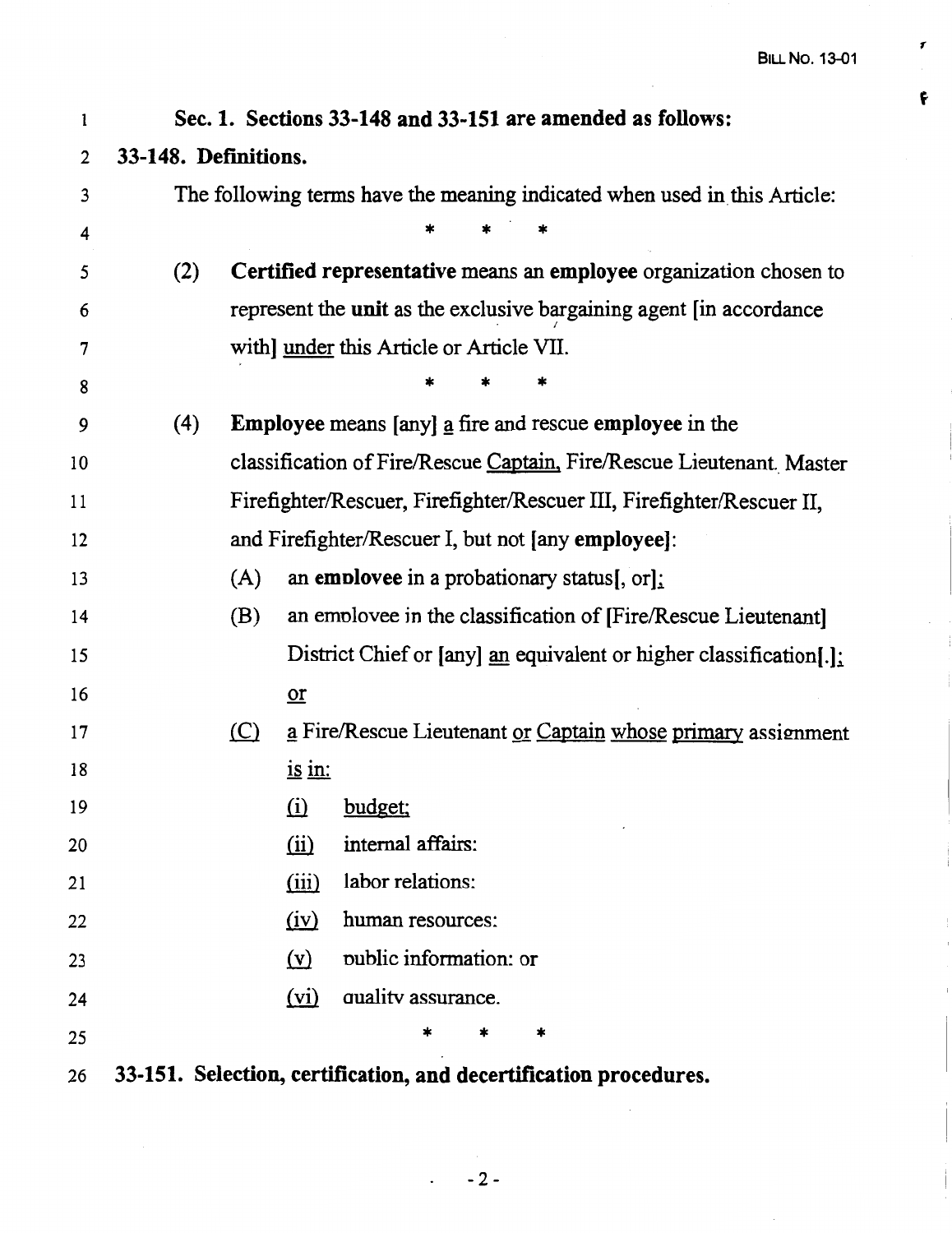**Sec. 1. Sections 33-148 and 33-151 are amended as follows:**

**33-148. Definitions.**

The following terms have the meaning indicated when used in this Article:

\* \* \*

(2) **Certified representative** means an **employee** organization chosen to represent the **unit** as the exclusive bargaining agent [in accordance with] <u>under</u> this Article or Article VII.

\* \* \*

(4) **Employee** means [any] <u>a</u> fire and rescue **employee** in the classification of Fire/Rescue <u>Captain,</u> Fire/Rescue Lieutenant, Master Firefighter/Rescuer, Firefighter/Rescuer III, Firefighter/Rescuer II, and Firefighter/Rescuer I, but not [any **employee**]:

(A) an **employee** in a probationary status[, or]<u>;</u>

(B) an employee in the classification of [Fire/Rescue Lieutenant] District Chief or [any] <u>an</u> equivalent or higher classification[.]<u>; or</u>

<u>(C)</u> <u>a</u> Fire/Rescue Lieutenant <u>or</u> <u>Captain</u> <u>whose</u> <u>primary</u> assignment <u>is in:</u>

<u>(i)</u> <u>budget;</u>

<u>(ii)</u> internal affairs;

<u>(iii)</u> labor relations;

<u>(iv)</u> human resources;

<u>(v)</u> public information; or

<u>(vi)</u> quality assurance.

\* \* \*

**33-151. Selection, certification, and decertification procedures.**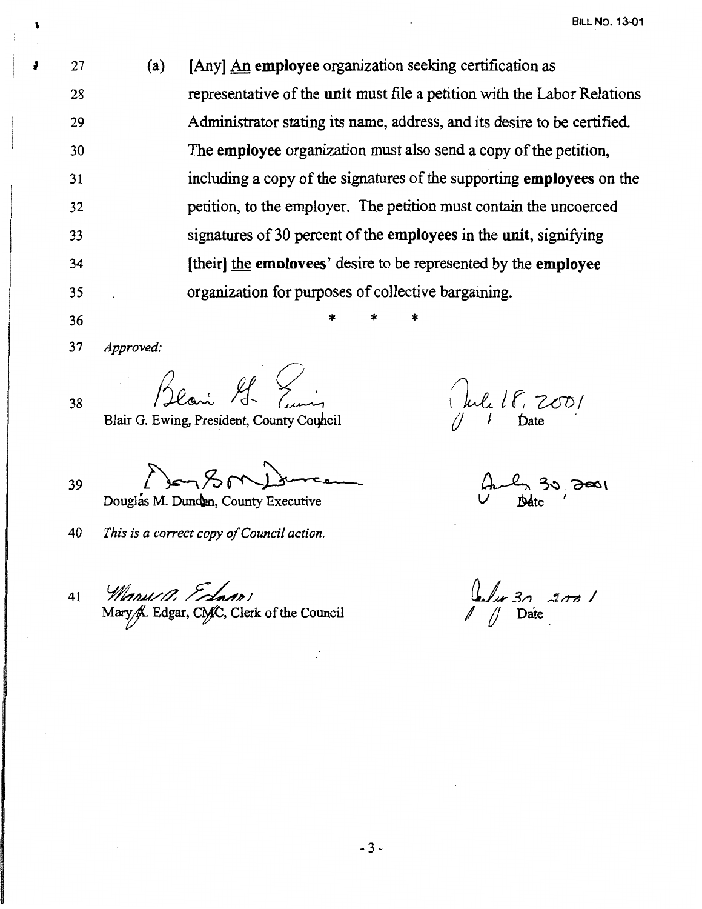27 (a) [Any] An **employee** organization seeking certification as
28 representative of the **unit** must file a petition with the Labor Relations
29 Administrator stating its name, address, and its desire to be certified.
30 The **employee** organization must also send a copy of the petition,
31 including a copy of the signatures of the supporting **employees** on the
32 petition, to the employer. The petition must contain the uncoerced
33 signatures of 30 percent of the **employees** in the **unit**, signifying
34 [their] the **employees**' desire to be represented by the **employee**
35 organization for purposes of collective bargaining.

36 \* \* \*

37 *Approved:*

38 Blair G. Ewing, President, County Council — July 18, 2001 Date

39 Douglas M. Duncan, County Executive — July 30, 2001 Date

40 *This is a correct copy of Council action.*

41 Mary A. Edgar, CMC, Clerk of the Council — July 30, 2001 Date